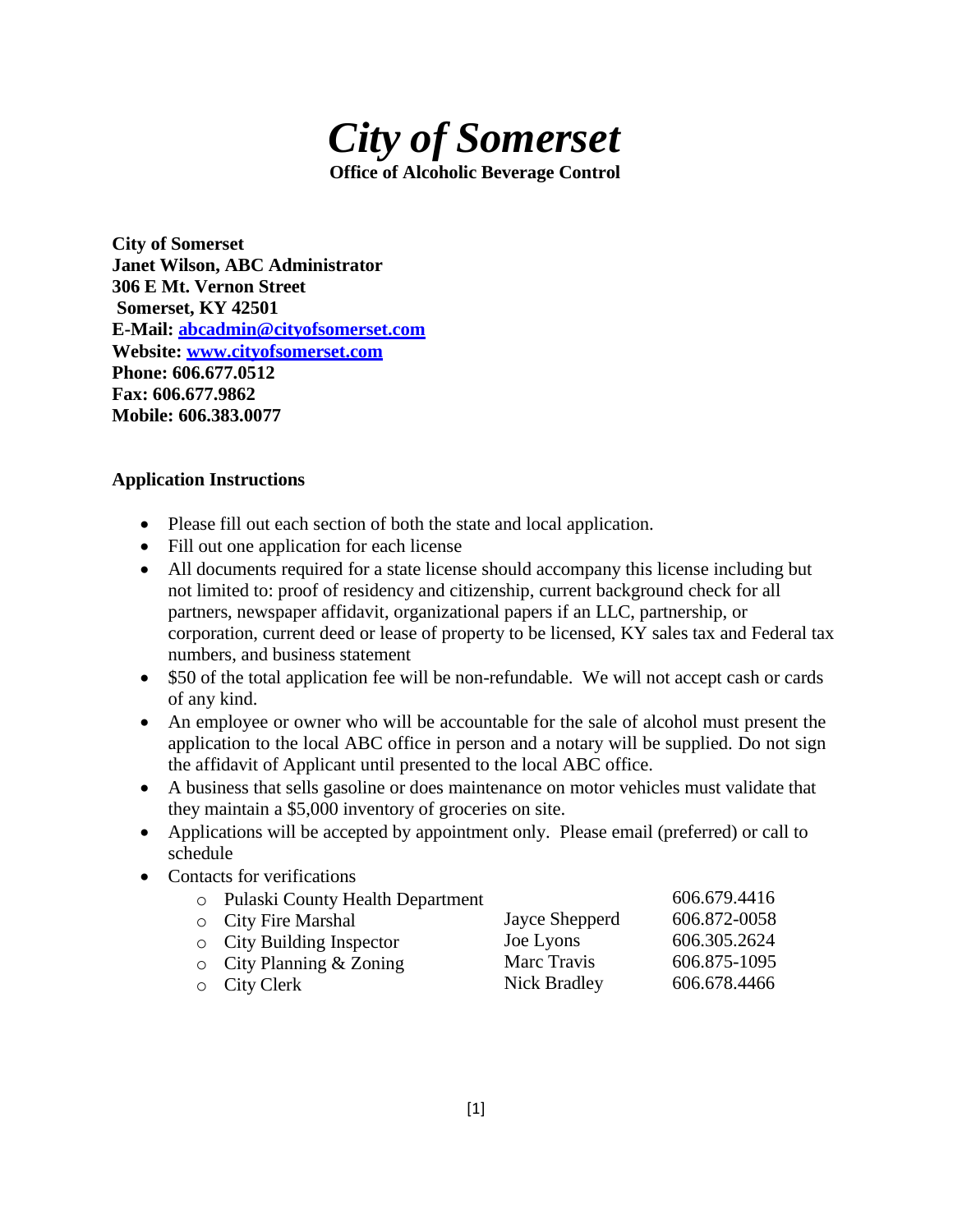# *City of Somerset*

**Office of Alcoholic Beverage Control**

**City of Somerset**
**Janet Wilson, ABC Administrator**
**306 E Mt. Vernon Street**
**Somerset, KY 42501**
**E-Mail: [abcadmin@cityofsomerset.com](mailto:abcadmin@cityofsomerset.com)**
**Website: [www.cityofsomerset.com](http://www.cityofsomerset.com)**
**Phone: 606.677.0512**
**Fax: 606.677.9862**
**Mobile: 606.383.0077**

**Application Instructions**

- Please fill out each section of both the state and local application.
- Fill out one application for each license
- All documents required for a state license should accompany this license including but not limited to: proof of residency and citizenship, current background check for all partners, newspaper affidavit, organizational papers if an LLC, partnership, or corporation, current deed or lease of property to be licensed, KY sales tax and Federal tax numbers, and business statement
- $50 of the total application fee will be non-refundable. We will not accept cash or cards of any kind.
- An employee or owner who will be accountable for the sale of alcohol must present the application to the local ABC office in person and a notary will be supplied. Do not sign the affidavit of Applicant until presented to the local ABC office.
- A business that sells gasoline or does maintenance on motor vehicles must validate that they maintain a $5,000 inventory of groceries on site.
- Applications will be accepted by appointment only. Please email (preferred) or call to schedule
- Contacts for verifications
  - Pulaski County Health Department 606.679.4416
  - City Fire Marshal Jayce Shepperd 606.872-0058
  - City Building Inspector Joe Lyons 606.305.2624
  - City Planning & Zoning Marc Travis 606.875-1095
  - City Clerk Nick Bradley 606.678.4466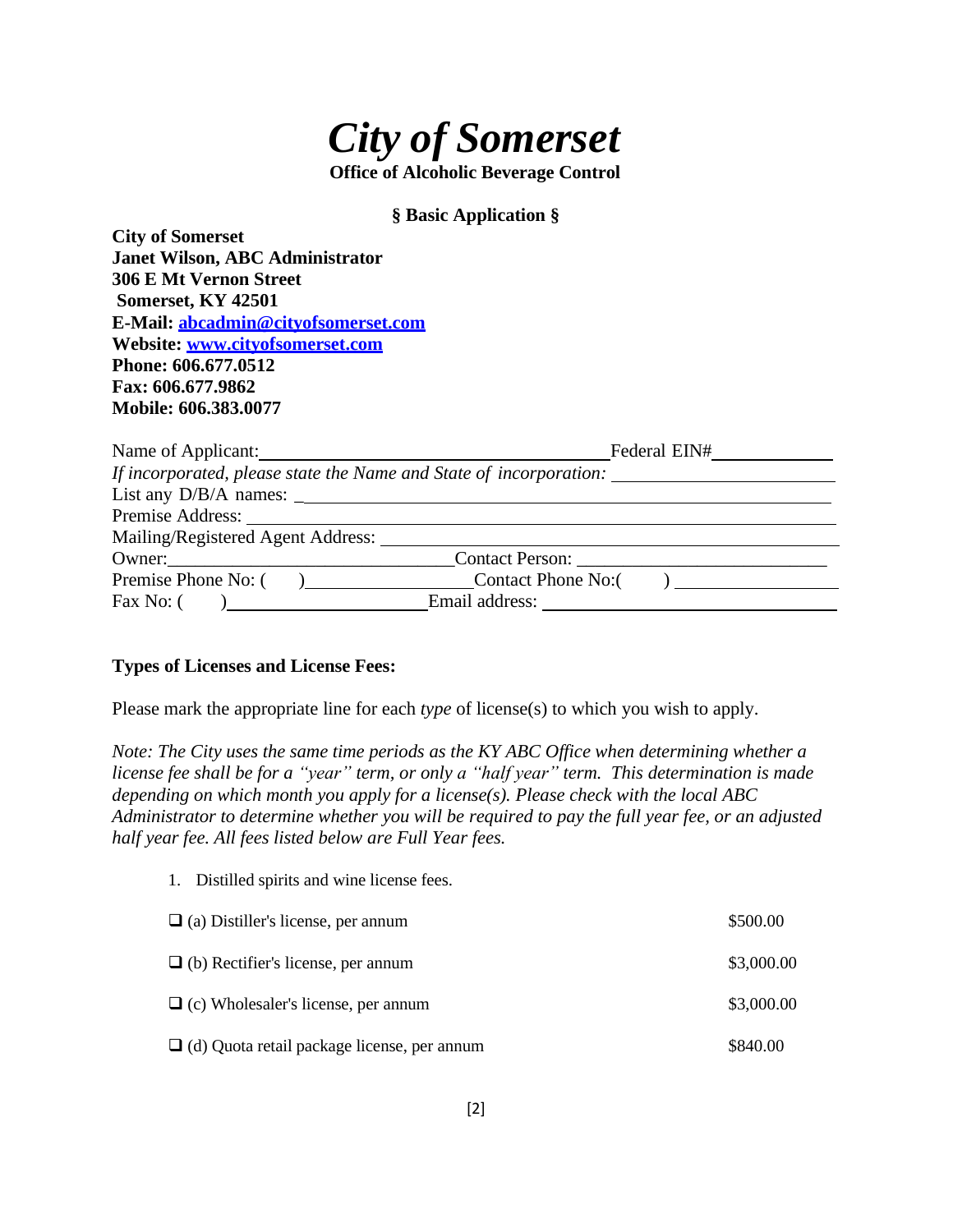# *City of Somerset*

**Office of Alcoholic Beverage Control**

**§ Basic Application §**

**City of Somerset**
**Janet Wilson, ABC Administrator**
**306 E Mt Vernon Street**
**Somerset, KY 42501**
**E-Mail: abcadmin@cityofsomerset.com**
**Website: www.cityofsomerset.com**
**Phone: 606.677.0512**
**Fax: 606.677.9862**
**Mobile: 606.383.0077**

Name of Applicant: ______________________________ Federal EIN# ____________

*If incorporated, please state the Name and State of incorporation:* ____________________

List any D/B/A names: ______________________________________________

Premise Address: __________________________________________________

Mailing/Registered Agent Address: ____________________________________

Owner: ___________________________ Contact Person: ___________________________

Premise Phone No: (    ) _______________ Contact Phone No:(    ) _______________

Fax No: (    ) ____________________ Email address: ____________________________

**Types of Licenses and License Fees:**

Please mark the appropriate line for each *type* of license(s) to which you wish to apply.

*Note: The City uses the same time periods as the KY ABC Office when determining whether a license fee shall be for a "year" term, or only a "half year" term. This determination is made depending on which month you apply for a license(s). Please check with the local ABC Administrator to determine whether you will be required to pay the full year fee, or an adjusted half year fee. All fees listed below are Full Year fees.*

1. Distilled spirits and wine license fees.

| | |
|---|---|
| ❑ (a) Distiller's license, per annum | $500.00 |
| ❑ (b) Rectifier's license, per annum | $3,000.00 |
| ❑ (c) Wholesaler's license, per annum | $3,000.00 |
| ❑ (d) Quota retail package license, per annum | $840.00 |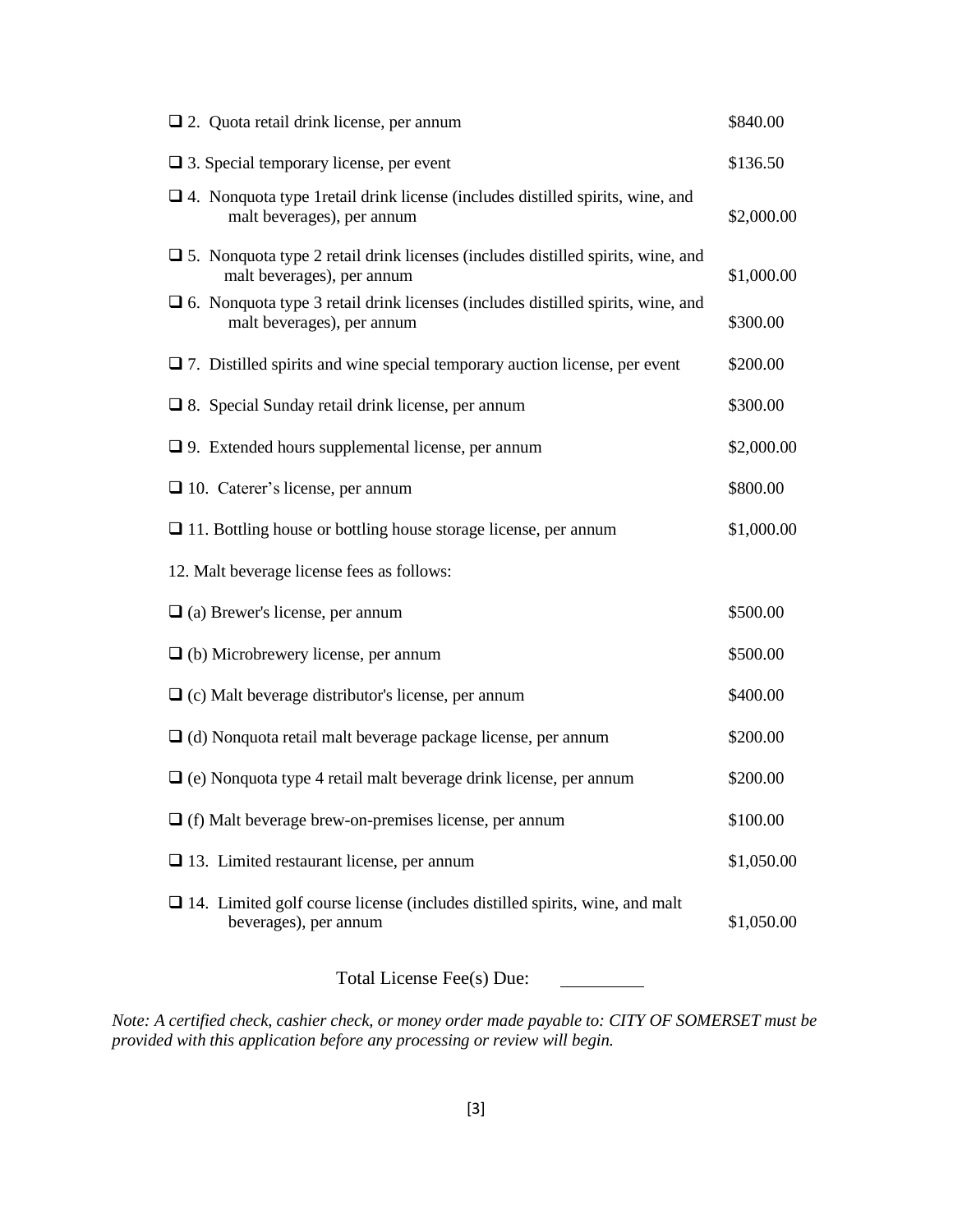| | |
|---|---|
| ❑ 2. Quota retail drink license, per annum | $840.00 |
| ❑ 3. Special temporary license, per event | $136.50 |
| ❑ 4. Nonquota type 1retail drink license (includes distilled spirits, wine, and malt beverages), per annum | $2,000.00 |
| ❑ 5. Nonquota type 2 retail drink licenses (includes distilled spirits, wine, and malt beverages), per annum | $1,000.00 |
| ❑ 6. Nonquota type 3 retail drink licenses (includes distilled spirits, wine, and malt beverages), per annum | $300.00 |
| ❑ 7. Distilled spirits and wine special temporary auction license, per event | $200.00 |
| ❑ 8. Special Sunday retail drink license, per annum | $300.00 |
| ❑ 9. Extended hours supplemental license, per annum | $2,000.00 |
| ❑ 10. Caterer's license, per annum | $800.00 |
| ❑ 11. Bottling house or bottling house storage license, per annum | $1,000.00 |
| 12. Malt beverage license fees as follows: | |
| ❑ (a) Brewer's license, per annum | $500.00 |
| ❑ (b) Microbrewery license, per annum | $500.00 |
| ❑ (c) Malt beverage distributor's license, per annum | $400.00 |
| ❑ (d) Nonquota retail malt beverage package license, per annum | $200.00 |
| ❑ (e) Nonquota type 4 retail malt beverage drink license, per annum | $200.00 |
| ❑ (f) Malt beverage brew-on-premises license, per annum | $100.00 |
| ❑ 13. Limited restaurant license, per annum | $1,050.00 |
| ❑ 14. Limited golf course license (includes distilled spirits, wine, and malt beverages), per annum | $1,050.00 |

Total License Fee(s) Due: __________

*Note: A certified check, cashier check, or money order made payable to: CITY OF SOMERSET must be provided with this application before any processing or review will begin.*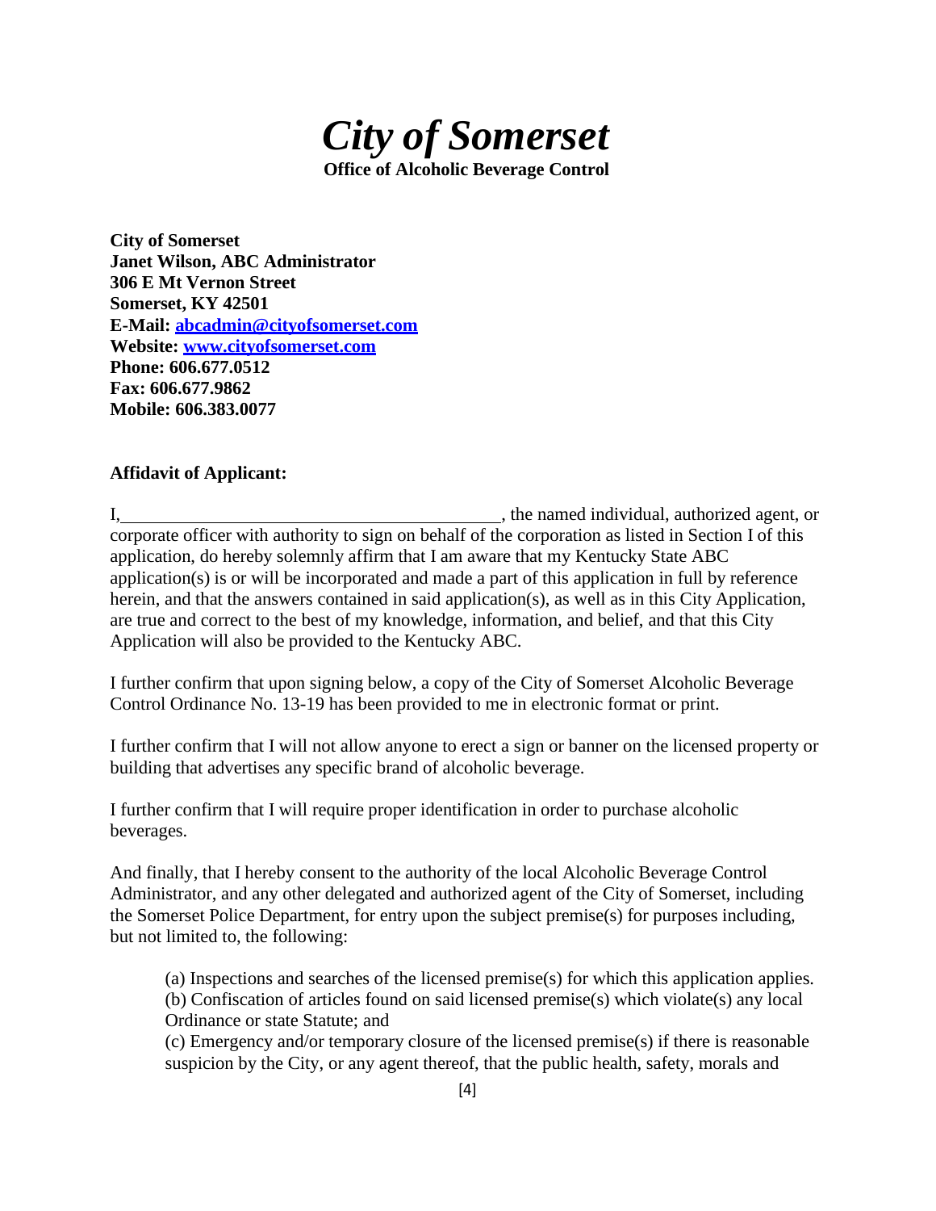# *City of Somerset*

**Office of Alcoholic Beverage Control**

**City of Somerset**
**Janet Wilson, ABC Administrator**
**306 E Mt Vernon Street**
**Somerset, KY 42501**
**E-Mail: abcadmin@cityofsomerset.com**
**Website: www.cityofsomerset.com**
**Phone: 606.677.0512**
**Fax: 606.677.9862**
**Mobile: 606.383.0077**

**Affidavit of Applicant:**

I,\_\_\_\_\_\_\_\_\_\_\_\_\_\_\_\_\_\_\_\_\_\_\_\_\_\_\_\_\_\_\_\_\_\_\_\_\_\_\_\_\_\_, the named individual, authorized agent, or corporate officer with authority to sign on behalf of the corporation as listed in Section I of this application, do hereby solemnly affirm that I am aware that my Kentucky State ABC application(s) is or will be incorporated and made a part of this application in full by reference herein, and that the answers contained in said application(s), as well as in this City Application, are true and correct to the best of my knowledge, information, and belief, and that this City Application will also be provided to the Kentucky ABC.

I further confirm that upon signing below, a copy of the City of Somerset Alcoholic Beverage Control Ordinance No. 13-19 has been provided to me in electronic format or print.

I further confirm that I will not allow anyone to erect a sign or banner on the licensed property or building that advertises any specific brand of alcoholic beverage.

I further confirm that I will require proper identification in order to purchase alcoholic beverages.

And finally, that I hereby consent to the authority of the local Alcoholic Beverage Control Administrator, and any other delegated and authorized agent of the City of Somerset, including the Somerset Police Department, for entry upon the subject premise(s) for purposes including, but not limited to, the following:

(a) Inspections and searches of the licensed premise(s) for which this application applies.
(b) Confiscation of articles found on said licensed premise(s) which violate(s) any local Ordinance or state Statute; and
(c) Emergency and/or temporary closure of the licensed premise(s) if there is reasonable suspicion by the City, or any agent thereof, that the public health, safety, morals and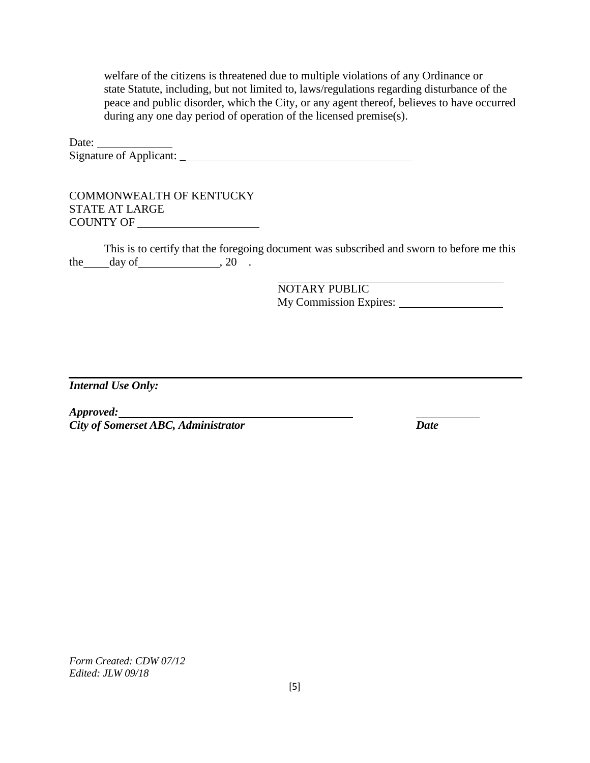welfare of the citizens is threatened due to multiple violations of any Ordinance or state Statute, including, but not limited to, laws/regulations regarding disturbance of the peace and public disorder, which the City, or any agent thereof, believes to have occurred during any one day period of operation of the licensed premise(s).

Date: \_\_\_\_\_\_\_\_\_\_\_\_
Signature of Applicant: \_\_\_\_\_\_\_\_\_\_\_\_\_\_\_\_\_\_\_\_\_\_\_\_\_\_\_\_\_\_\_\_\_\_\_\_\_\_\_\_

COMMONWEALTH OF KENTUCKY
STATE AT LARGE
COUNTY OF \_\_\_\_\_\_\_\_\_\_\_\_\_\_\_\_\_\_\_\_

This is to certify that the foregoing document was subscribed and sworn to before me this the \_\_\_\_ day of \_\_\_\_\_\_\_\_\_\_\_\_\_, 20 .

\_\_\_\_\_\_\_\_\_\_\_\_\_\_\_\_\_\_\_\_\_\_\_\_\_\_\_\_\_\_\_\_\_\_\_\_\_\_\_\_
NOTARY PUBLIC
My Commission Expires: \_\_\_\_\_\_\_\_\_\_\_\_\_\_\_\_\_\_

***Internal Use Only:***

***Approved:*** \_\_\_\_\_\_\_\_\_\_\_\_\_\_\_\_\_\_\_\_\_\_\_\_\_\_\_\_\_\_\_\_\_\_\_\_\_\_\_\_ \_\_\_\_\_\_\_\_\_\_\_
***City of Somerset ABC, Administrator*** ***Date***

*Form Created: CDW 07/12*
*Edited: JLW 09/18*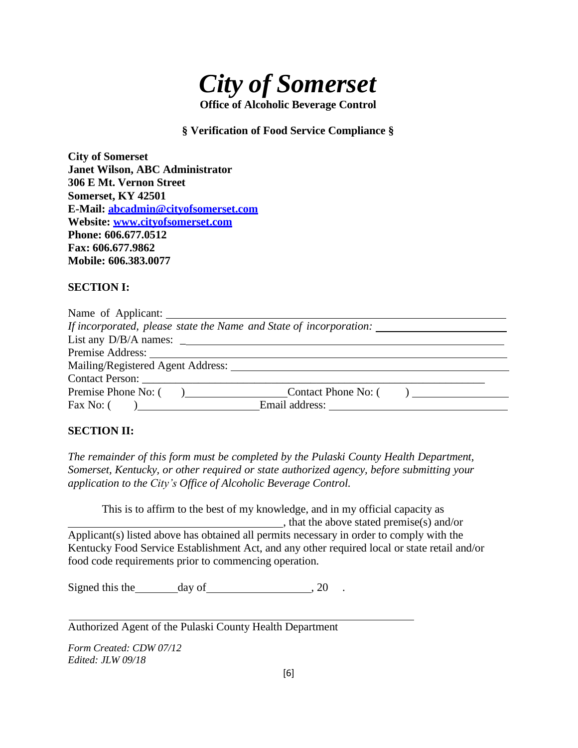# *City of Somerset*

**Office of Alcoholic Beverage Control**

**§ Verification of Food Service Compliance §**

**City of Somerset**
**Janet Wilson, ABC Administrator**
**306 E Mt. Vernon Street**
**Somerset, KY 42501**
**E-Mail: abcadmin@cityofsomerset.com**
**Website: www.cityofsomerset.com**
**Phone: 606.677.0512**
**Fax: 606.677.9862**
**Mobile: 606.383.0077**

**SECTION I:**

Name of Applicant: ____________________________________________

*If incorporated, please state the Name and State of incorporation:* ____________________

List any D/B/A names: ____________________________________________

Premise Address: ____________________________________________

Mailing/Registered Agent Address: ____________________________________________

Contact Person: ____________________________________________

Premise Phone No: ( ) ____________________ Contact Phone No: ( ) ____________________

Fax No: ( ) ____________________ Email address: ____________________

**SECTION II:**

*The remainder of this form must be completed by the Pulaski County Health Department, Somerset, Kentucky, or other required or state authorized agency, before submitting your application to the City's Office of Alcoholic Beverage Control.*

This is to affirm to the best of my knowledge, and in my official capacity as ______________________________, that the above stated premise(s) and/or Applicant(s) listed above has obtained all permits necessary in order to comply with the Kentucky Food Service Establishment Act, and any other required local or state retail and/or food code requirements prior to commencing operation.

Signed this the ________ day of ____________________, 20 .

______________________________________________

Authorized Agent of the Pulaski County Health Department

*Form Created: CDW 07/12*
*Edited: JLW 09/18*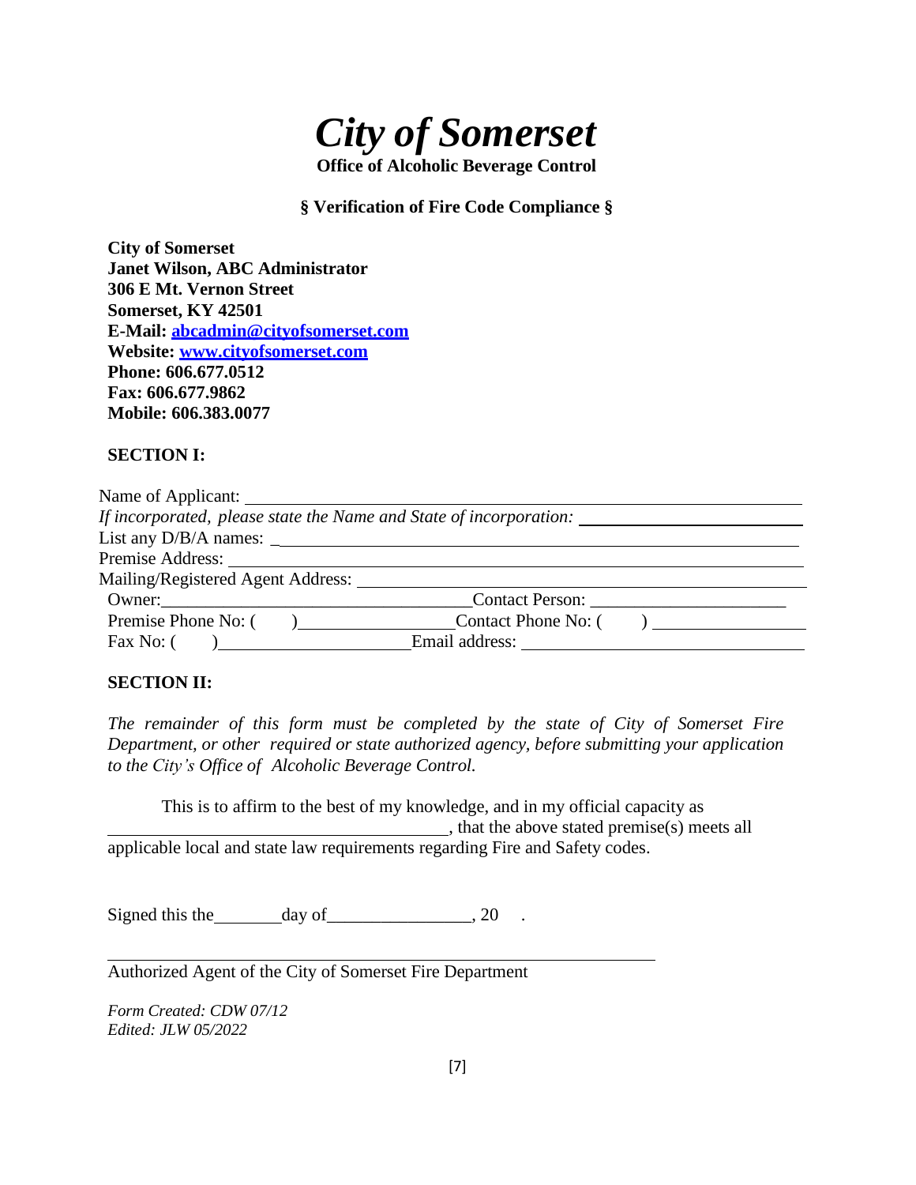# *City of Somerset*

**Office of Alcoholic Beverage Control**

**§ Verification of Fire Code Compliance §**

**City of Somerset**
**Janet Wilson, ABC Administrator**
**306 E Mt. Vernon Street**
**Somerset, KY 42501**
**E-Mail: abcadmin@cityofsomerset.com**
**Website: www.cityofsomerset.com**
**Phone: 606.677.0512**
**Fax: 606.677.9862**
**Mobile: 606.383.0077**

**SECTION I:**

Name of Applicant: ______________________________________________

*If incorporated, please state the Name and State of incorporation:* ____________________

List any D/B/A names: ______________________________________________

Premise Address: ______________________________________________

Mailing/Registered Agent Address: ______________________________________________

Owner: ____________________________ Contact Person: ____________________

Premise Phone No: (     ) ____________________ Contact Phone No: (     ) ____________________

Fax No: (     ) ____________________ Email address: ____________________

**SECTION II:**

*The remainder of this form must be completed by the state of City of Somerset Fire Department, or other required or state authorized agency, before submitting your application to the City's Office of Alcoholic Beverage Control.*

This is to affirm to the best of my knowledge, and in my official capacity as ____________________________, that the above stated premise(s) meets all applicable local and state law requirements regarding Fire and Safety codes.

Signed this the ________ day of ________________, 20 ___.

______________________________________________
Authorized Agent of the City of Somerset Fire Department

*Form Created: CDW 07/12*
*Edited: JLW 05/2022*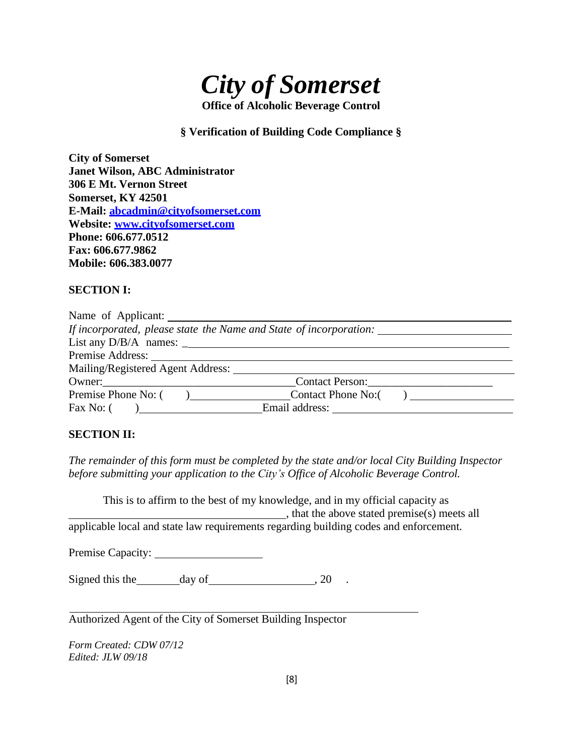# *City of Somerset*

**Office of Alcoholic Beverage Control**

**§ Verification of Building Code Compliance §**

**City of Somerset**
**Janet Wilson, ABC Administrator**
**306 E Mt. Vernon Street**
**Somerset, KY 42501**
**E-Mail: abcadmin@cityofsomerset.com**
**Website: www.cityofsomerset.com**
**Phone: 606.677.0512**
**Fax: 606.677.9862**
**Mobile: 606.383.0077**

**SECTION I:**

Name of Applicant: ______________________________________________

*If incorporated, please state the Name and State of incorporation:* ______________________

List any D/B/A names: ______________________________________________

Premise Address: ______________________________________________

Mailing/Registered Agent Address: ______________________________________________

Owner: ______________________ Contact Person: ______________________

Premise Phone No: ( ) ______________________ Contact Phone No:( ) ______________________

Fax No: ( ) ______________________ Email address: ______________________

**SECTION II:**

*The remainder of this form must be completed by the state and/or local City Building Inspector before submitting your application to the City's Office of Alcoholic Beverage Control.*

This is to affirm to the best of my knowledge, and in my official capacity as ______________________, that the above stated premise(s) meets all applicable local and state law requirements regarding building codes and enforcement.

Premise Capacity: ______________________

Signed this the ________ day of ______________________, 20 .

______________________________________________
Authorized Agent of the City of Somerset Building Inspector

*Form Created: CDW 07/12*
*Edited: JLW 09/18*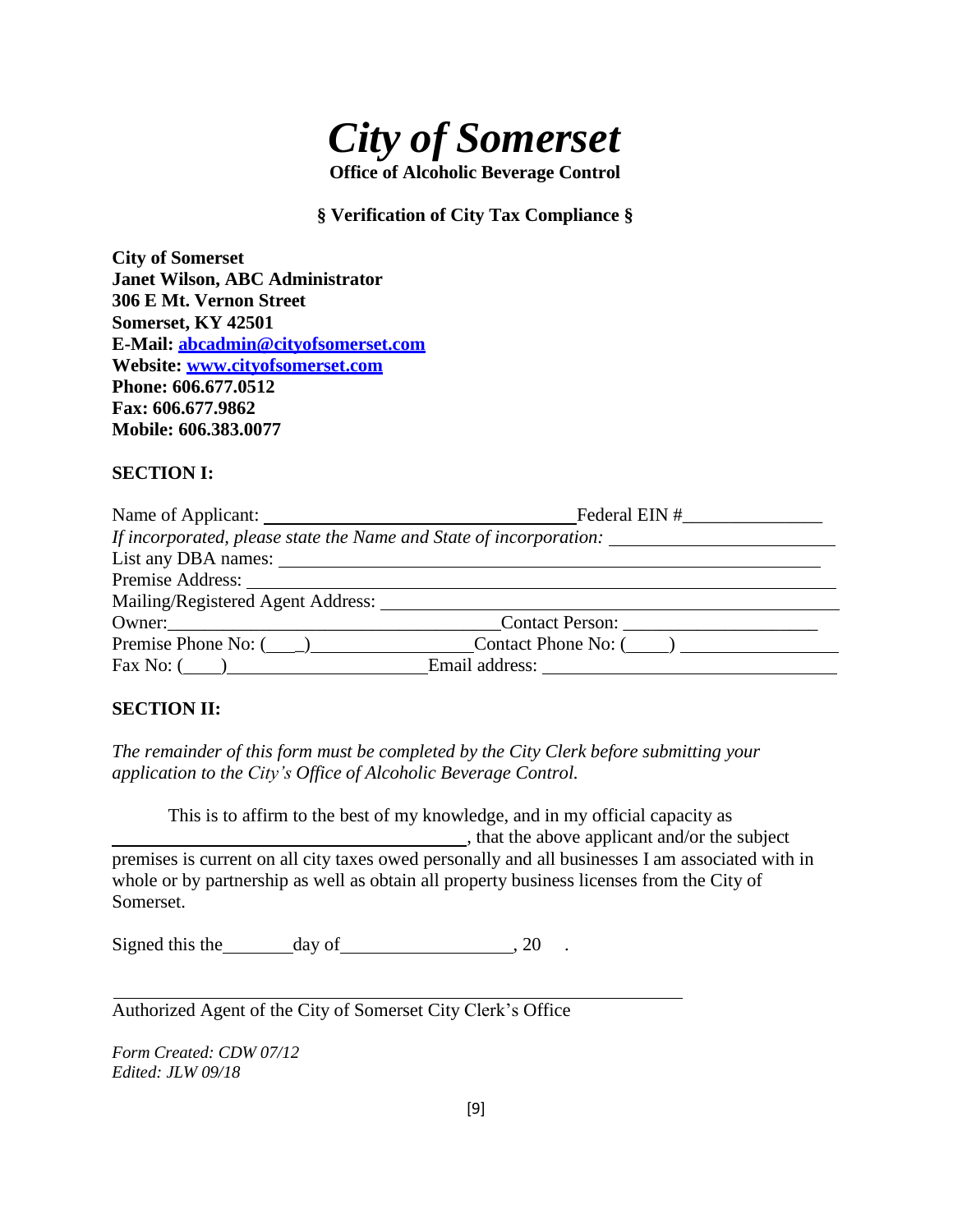# *City of Somerset*

**Office of Alcoholic Beverage Control**

**§ Verification of City Tax Compliance §**

**City of Somerset**
**Janet Wilson, ABC Administrator**
**306 E Mt. Vernon Street**
**Somerset, KY 42501**
**E-Mail: abcadmin@cityofsomerset.com**
**Website: www.cityofsomerset.com**
**Phone: 606.677.0512**
**Fax: 606.677.9862**
**Mobile: 606.383.0077**

**SECTION I:**

Name of Applicant: ________________________________ Federal EIN #_______________

*If incorporated, please state the Name and State of incorporation:* ________________________

List any DBA names: ____________________________________________________________

Premise Address: _______________________________________________________________

Mailing/Registered Agent Address: ________________________________________________

Owner:___________________________________ Contact Person: _____________________

Premise Phone No: (___)________________ Contact Phone No: (____) ________________

Fax No: (____)_____________________ Email address: ______________________________

**SECTION II:**

*The remainder of this form must be completed by the City Clerk before submitting your application to the City's Office of Alcoholic Beverage Control.*

This is to affirm to the best of my knowledge, and in my official capacity as ________________________________________, that the above applicant and/or the subject premises is current on all city taxes owed personally and all businesses I am associated with in whole or by partnership as well as obtain all property business licenses from the City of Somerset.

Signed this the ________ day of __________________, 20 ___.

______________________________________________________________

Authorized Agent of the City of Somerset City Clerk's Office

*Form Created: CDW 07/12*
*Edited: JLW 09/18*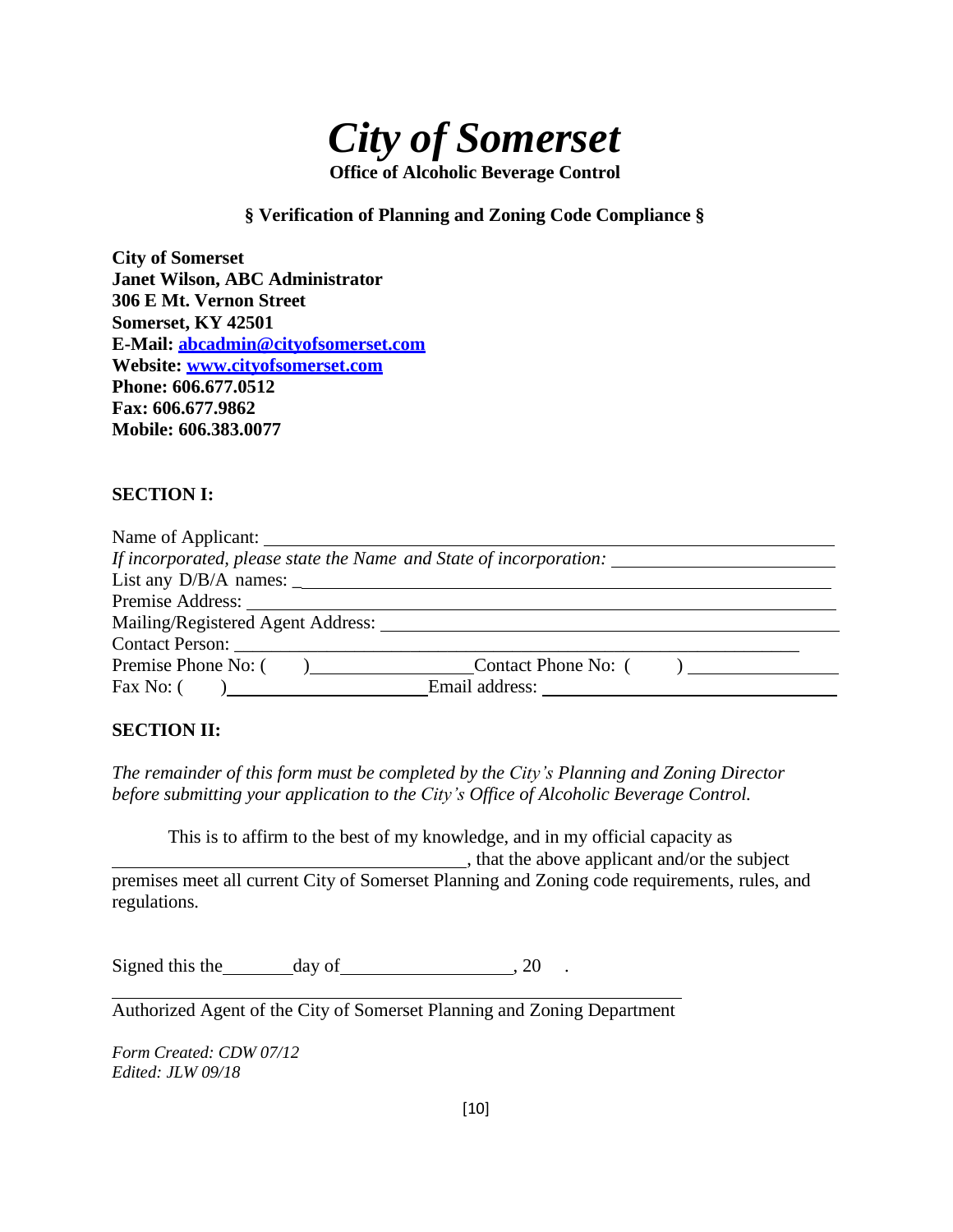# *City of Somerset*

**Office of Alcoholic Beverage Control**

**§ Verification of Planning and Zoning Code Compliance §**

**City of Somerset**
**Janet Wilson, ABC Administrator**
**306 E Mt. Vernon Street**
**Somerset, KY 42501**
**E-Mail: abcadmin@cityofsomerset.com**
**Website: www.cityofsomerset.com**
**Phone: 606.677.0512**
**Fax: 606.677.9862**
**Mobile: 606.383.0077**

**SECTION I:**

Name of Applicant: ____________________________________________

*If incorporated, please state the Name and State of incorporation:* ____________________

List any D/B/A names: ____________________________________________

Premise Address: ____________________________________________

Mailing/Registered Agent Address: ____________________________________________

Contact Person: ____________________________________________

Premise Phone No: (    ) ________________ Contact Phone No: (    ) ________________

Fax No: (    ) ____________________ Email address: ____________________________

**SECTION II:**

*The remainder of this form must be completed by the City's Planning and Zoning Director before submitting your application to the City's Office of Alcoholic Beverage Control.*

This is to affirm to the best of my knowledge, and in my official capacity as ____________________________________, that the above applicant and/or the subject premises meet all current City of Somerset Planning and Zoning code requirements, rules, and regulations.

Signed this the ________ day of __________________, 20 .

____________________________________________
Authorized Agent of the City of Somerset Planning and Zoning Department

*Form Created: CDW 07/12*
*Edited: JLW 09/18*